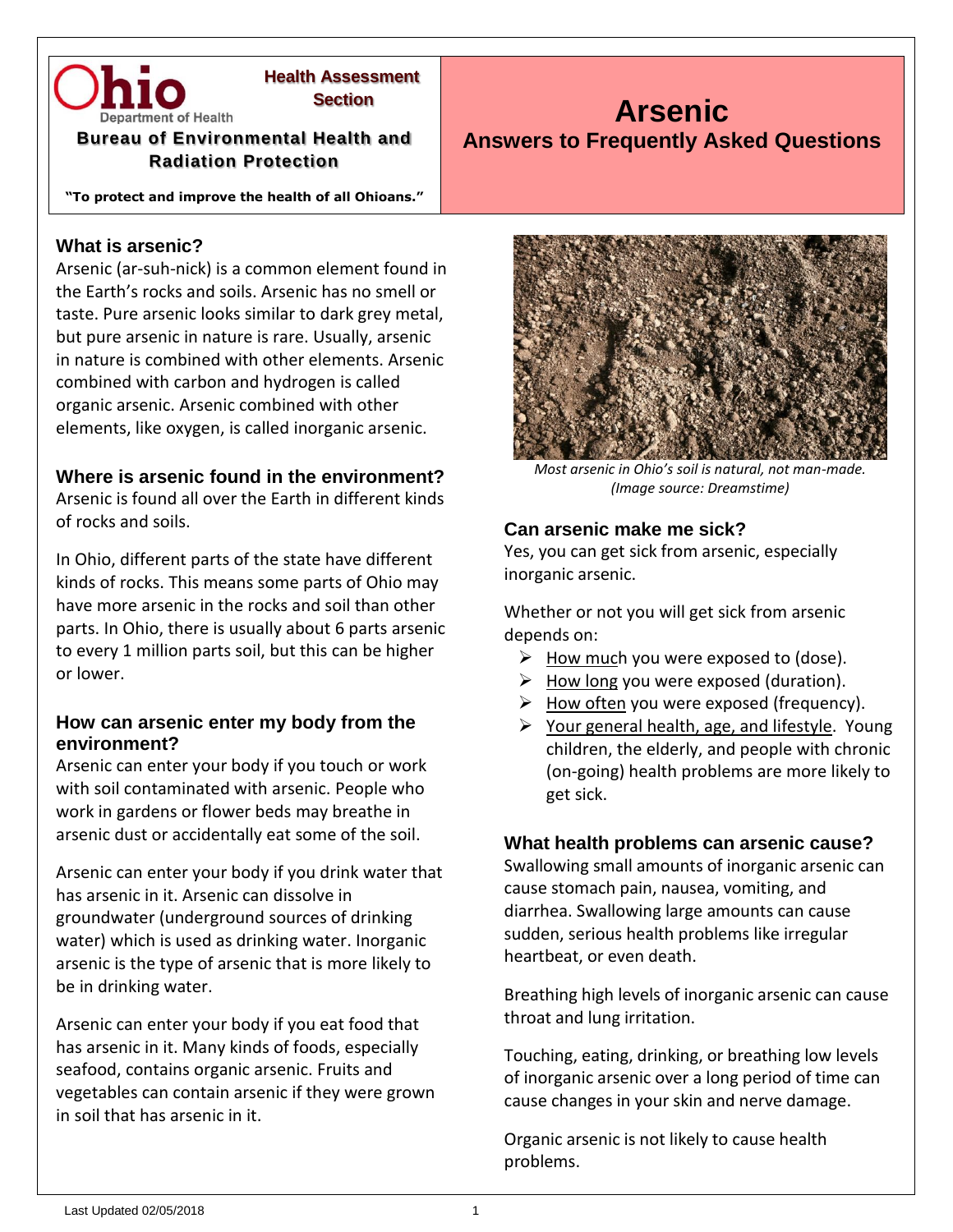Ohio Department of Health

**Health Assessment Section**

**Bureau of Environmental Health and Radiation Protection**

**"To protect and improve the health of all Ohioans."**

# Arsenic

## Answers to Frequently Asked Questions

### What is arsenic?

Arsenic (ar-suh-nick) is a common element found in the Earth's rocks and soils. Arsenic has no smell or taste. Pure arsenic looks similar to dark grey metal, but pure arsenic in nature is rare. Usually, arsenic in nature is combined with other elements. Arsenic combined with carbon and hydrogen is called organic arsenic. Arsenic combined with other elements, like oxygen, is called inorganic arsenic.

### Where is arsenic found in the environment?

Arsenic is found all over the Earth in different kinds of rocks and soils.

In Ohio, different parts of the state have different kinds of rocks. This means some parts of Ohio may have more arsenic in the rocks and soil than other parts. In Ohio, there is usually about 6 parts arsenic to every 1 million parts soil, but this can be higher or lower.

### How can arsenic enter my body from the environment?

Arsenic can enter your body if you touch or work with soil contaminated with arsenic. People who work in gardens or flower beds may breathe in arsenic dust or accidentally eat some of the soil.

Arsenic can enter your body if you drink water that has arsenic in it. Arsenic can dissolve in groundwater (underground sources of drinking water) which is used as drinking water. Inorganic arsenic is the type of arsenic that is more likely to be in drinking water.

Arsenic can enter your body if you eat food that has arsenic in it. Many kinds of foods, especially seafood, contains organic arsenic. Fruits and vegetables can contain arsenic if they were grown in soil that has arsenic in it.

*Most arsenic in Ohio's soil is natural, not man-made. (Image source: Dreamstime)*

### Can arsenic make me sick?

Yes, you can get sick from arsenic, especially inorganic arsenic.

Whether or not you will get sick from arsenic depends on:

- How much you were exposed to (dose).
- How long you were exposed (duration).
- How often you were exposed (frequency).
- Your general health, age, and lifestyle. Young children, the elderly, and people with chronic (on-going) health problems are more likely to get sick.

### What health problems can arsenic cause?

Swallowing small amounts of inorganic arsenic can cause stomach pain, nausea, vomiting, and diarrhea. Swallowing large amounts can cause sudden, serious health problems like irregular heartbeat, or even death.

Breathing high levels of inorganic arsenic can cause throat and lung irritation.

Touching, eating, drinking, or breathing low levels of inorganic arsenic over a long period of time can cause changes in your skin and nerve damage.

Organic arsenic is not likely to cause health problems.

Last Updated 02/05/2018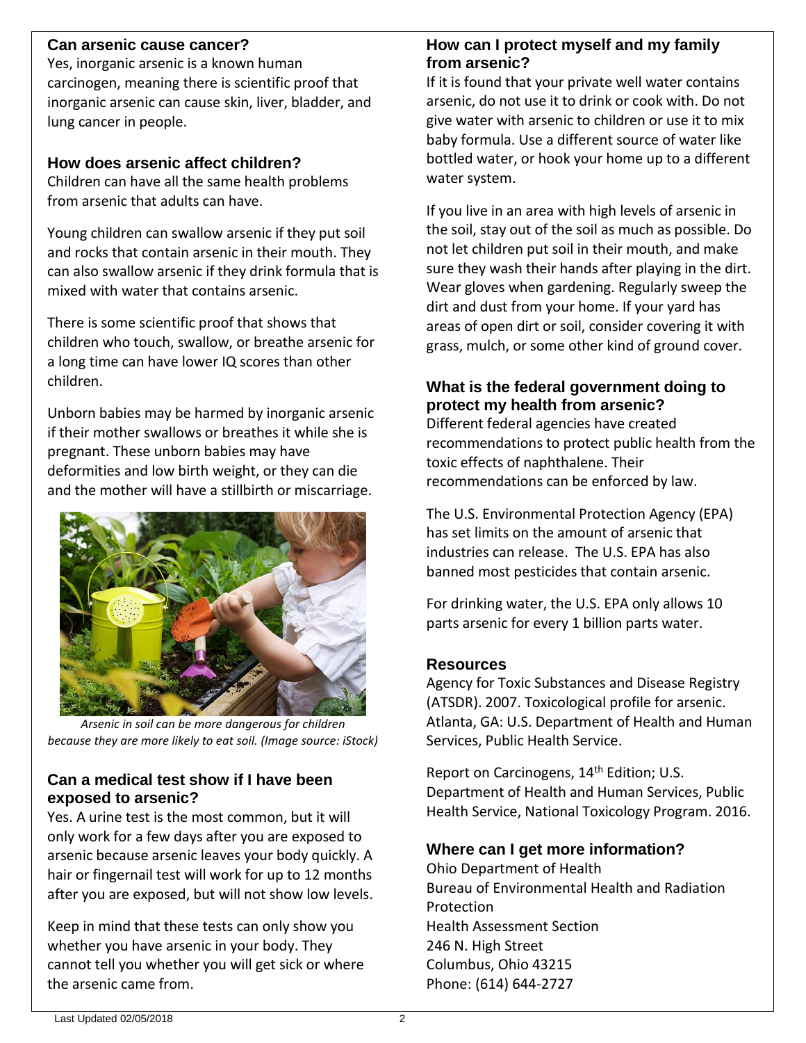## Can arsenic cause cancer?

Yes, inorganic arsenic is a known human carcinogen, meaning there is scientific proof that inorganic arsenic can cause skin, liver, bladder, and lung cancer in people.

## How does arsenic affect children?

Children can have all the same health problems from arsenic that adults can have.

Young children can swallow arsenic if they put soil and rocks that contain arsenic in their mouth. They can also swallow arsenic if they drink formula that is mixed with water that contains arsenic.

There is some scientific proof that shows that children who touch, swallow, or breathe arsenic for a long time can have lower IQ scores than other children.

Unborn babies may be harmed by inorganic arsenic if their mother swallows or breathes it while she is pregnant. These unborn babies may have deformities and low birth weight, or they can die and the mother will have a stillbirth or miscarriage.

*Arsenic in soil can be more dangerous for children because they are more likely to eat soil. (Image source: iStock)*

## Can a medical test show if I have been exposed to arsenic?

Yes. A urine test is the most common, but it will only work for a few days after you are exposed to arsenic because arsenic leaves your body quickly. A hair or fingernail test will work for up to 12 months after you are exposed, but will not show low levels.

Keep in mind that these tests can only show you whether you have arsenic in your body. They cannot tell you whether you will get sick or where the arsenic came from.

## How can I protect myself and my family from arsenic?

If it is found that your private well water contains arsenic, do not use it to drink or cook with. Do not give water with arsenic to children or use it to mix baby formula. Use a different source of water like bottled water, or hook your home up to a different water system.

If you live in an area with high levels of arsenic in the soil, stay out of the soil as much as possible. Do not let children put soil in their mouth, and make sure they wash their hands after playing in the dirt. Wear gloves when gardening. Regularly sweep the dirt and dust from your home. If your yard has areas of open dirt or soil, consider covering it with grass, mulch, or some other kind of ground cover.

## What is the federal government doing to protect my health from arsenic?

Different federal agencies have created recommendations to protect public health from the toxic effects of naphthalene. Their recommendations can be enforced by law.

The U.S. Environmental Protection Agency (EPA) has set limits on the amount of arsenic that industries can release. The U.S. EPA has also banned most pesticides that contain arsenic.

For drinking water, the U.S. EPA only allows 10 parts arsenic for every 1 billion parts water.

## Resources

Agency for Toxic Substances and Disease Registry (ATSDR). 2007. Toxicological profile for arsenic. Atlanta, GA: U.S. Department of Health and Human Services, Public Health Service.

Report on Carcinogens, 14th Edition; U.S. Department of Health and Human Services, Public Health Service, National Toxicology Program. 2016.

## Where can I get more information?

Ohio Department of Health
Bureau of Environmental Health and Radiation Protection
Health Assessment Section
246 N. High Street
Columbus, Ohio 43215
Phone: (614) 644-2727

Last Updated 02/05/2018